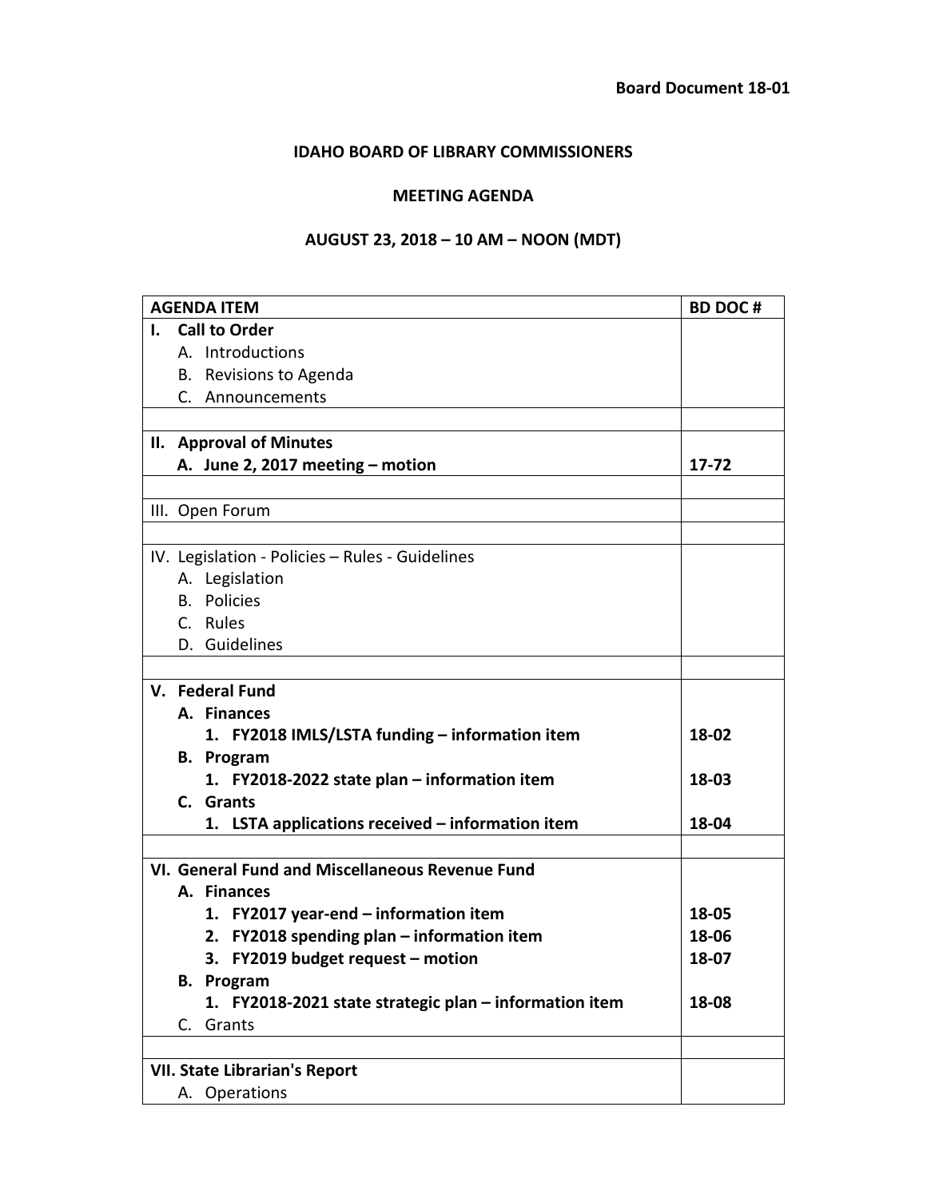**Board Document 18-01**

# IDAHO BOARD OF LIBRARY COMMISSIONERS

## MEETING AGENDA

## AUGUST 23, 2018 – 10 AM – NOON (MDT)

| AGENDA ITEM | BD DOC # |
|---|---|
| **I. Call to Order** | |
| A. Introductions | |
| B. Revisions to Agenda | |
| C. Announcements | |
| | |
| **II. Approval of Minutes** | |
| **A. June 2, 2017 meeting – motion** | **17-72** |
| | |
| III. Open Forum | |
| | |
| IV. Legislation - Policies – Rules - Guidelines | |
| A. Legislation | |
| B. Policies | |
| C. Rules | |
| D. Guidelines | |
| | |
| **V. Federal Fund** | |
| **A. Finances** | |
| **1. FY2018 IMLS/LSTA funding – information item** | **18-02** |
| **B. Program** | |
| **1. FY2018-2022 state plan – information item** | **18-03** |
| **C. Grants** | |
| **1. LSTA applications received – information item** | **18-04** |
| | |
| **VI. General Fund and Miscellaneous Revenue Fund** | |
| **A. Finances** | |
| **1. FY2017 year-end – information item** | **18-05** |
| **2. FY2018 spending plan – information item** | **18-06** |
| **3. FY2019 budget request – motion** | **18-07** |
| **B. Program** | |
| **1. FY2018-2021 state strategic plan – information item** | **18-08** |
| C. Grants | |
| | |
| **VII. State Librarian's Report** | |
| A. Operations | |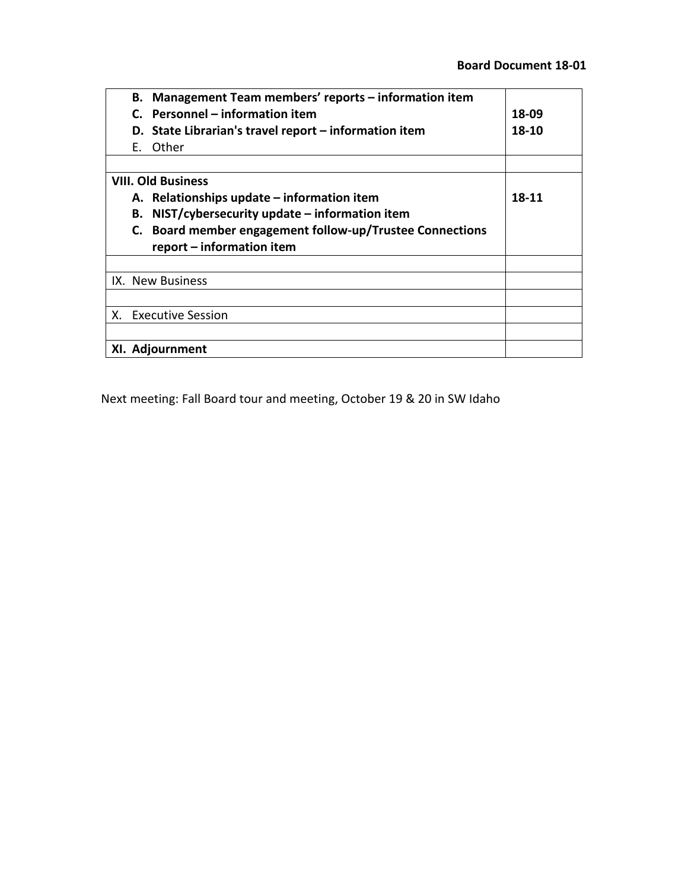**Board Document 18-01**

| | |
|---|---|
| **B. Management Team members' reports – information item**<br>**C. Personnel – information item**<br>**D. State Librarian's travel report – information item**<br>E. Other | <br>**18-09**<br>**18-10** |
| | |
| **VIII. Old Business**<br>**A. Relationships update – information item**<br>**B. NIST/cybersecurity update – information item**<br>**C. Board member engagement follow-up/Trustee Connections report – information item** | <br>**18-11** |
| | |
| IX. New Business | |
| | |
| X. Executive Session | |
| | |
| **XI. Adjournment** | |

Next meeting: Fall Board tour and meeting, October 19 & 20 in SW Idaho